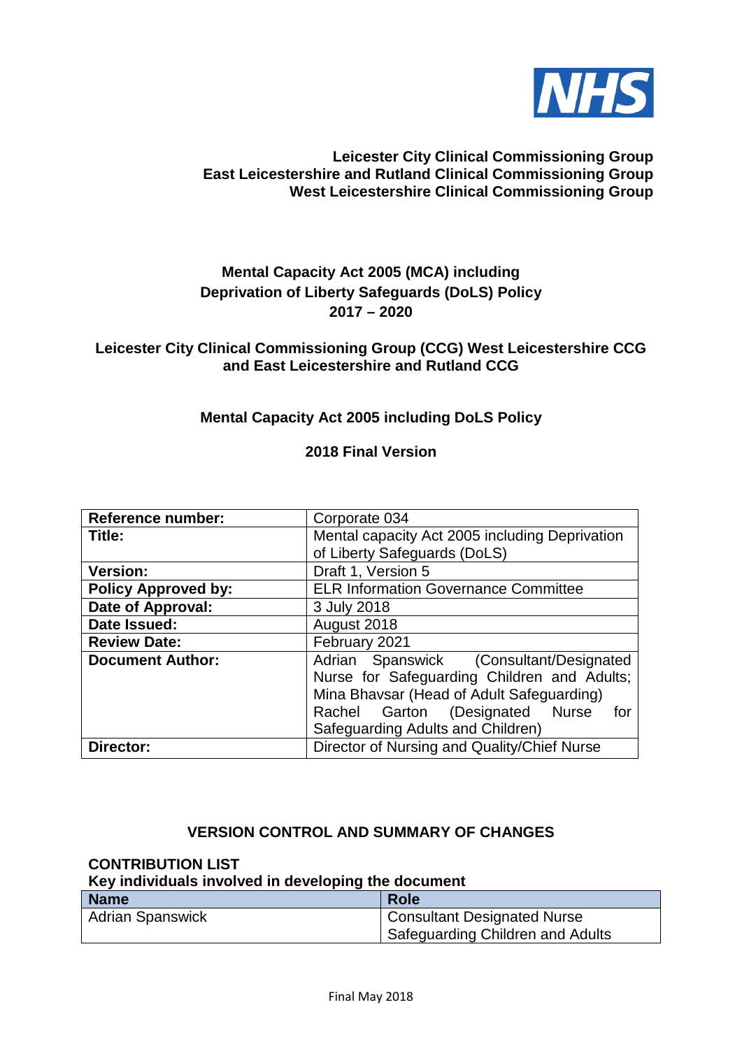NHS

**Leicester City Clinical Commissioning Group**
**East Leicestershire and Rutland Clinical Commissioning Group**
**West Leicestershire Clinical Commissioning Group**

# Mental Capacity Act 2005 (MCA) including Deprivation of Liberty Safeguards (DoLS) Policy 2017 – 2020

**Leicester City Clinical Commissioning Group (CCG) West Leicestershire CCG and East Leicestershire and Rutland CCG**

**Mental Capacity Act 2005 including DoLS Policy**

**2018 Final Version**

| **Reference number:** | Corporate 034 |
|---|---|
| **Title:** | Mental capacity Act 2005 including Deprivation of Liberty Safeguards (DoLS) |
| **Version:** | Draft 1, Version 5 |
| **Policy Approved by:** | ELR Information Governance Committee |
| **Date of Approval:** | 3 July 2018 |
| **Date Issued:** | August 2018 |
| **Review Date:** | February 2021 |
| **Document Author:** | Adrian Spanswick (Consultant/Designated Nurse for Safeguarding Children and Adults; Mina Bhavsar (Head of Adult Safeguarding) Rachel Garton (Designated Nurse for Safeguarding Adults and Children) |
| **Director:** | Director of Nursing and Quality/Chief Nurse |

## VERSION CONTROL AND SUMMARY OF CHANGES

**CONTRIBUTION LIST**
**Key individuals involved in developing the document**

| Name | Role |
|---|---|
| Adrian Spanswick | Consultant Designated Nurse Safeguarding Children and Adults |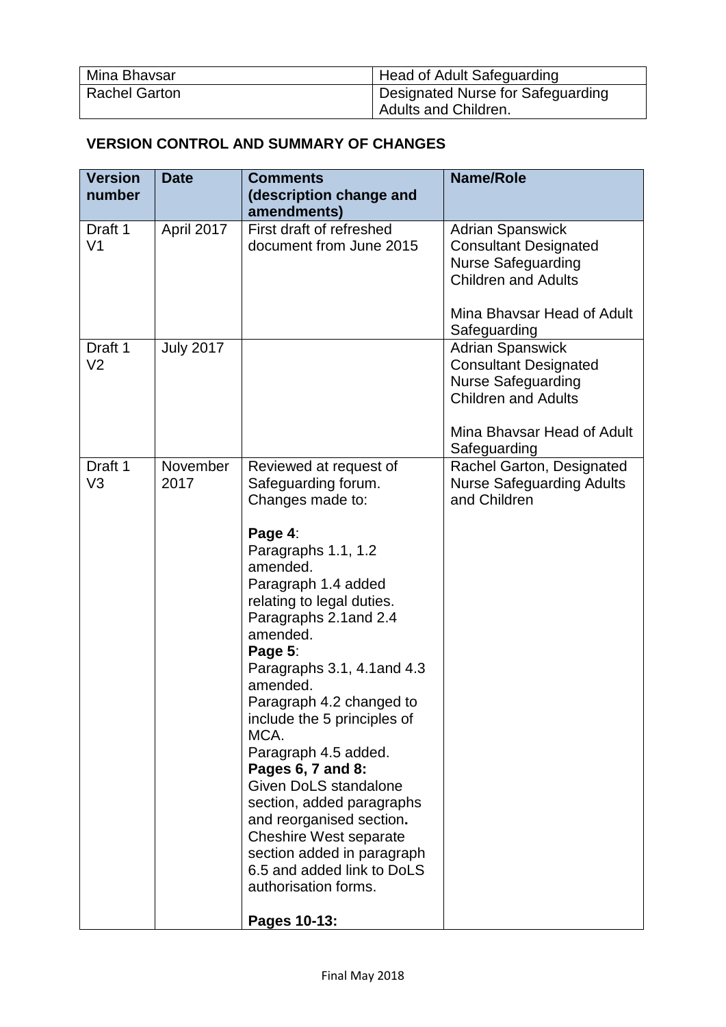| | |
|---|---|
| Mina Bhavsar | Head of Adult Safeguarding |
| Rachel Garton | Designated Nurse for Safeguarding Adults and Children. |

## VERSION CONTROL AND SUMMARY OF CHANGES

| Version number | Date | Comments (description change and amendments) | Name/Role |
|---|---|---|---|
| Draft 1 V1 | April 2017 | First draft of refreshed document from June 2015 | Adrian Spanswick Consultant Designated Nurse Safeguarding Children and Adults<br><br>Mina Bhavsar Head of Adult Safeguarding |
| Draft 1 V2 | July 2017 | | Adrian Spanswick Consultant Designated Nurse Safeguarding Children and Adults<br><br>Mina Bhavsar Head of Adult Safeguarding |
| Draft 1 V3 | November 2017 | Reviewed at request of Safeguarding forum. Changes made to:<br><br>**Page 4**:<br>Paragraphs 1.1, 1.2 amended.<br>Paragraph 1.4 added relating to legal duties.<br>Paragraphs 2.1and 2.4 amended.<br>**Page 5**:<br>Paragraphs 3.1, 4.1and 4.3 amended.<br>Paragraph 4.2 changed to include the 5 principles of MCA.<br>Paragraph 4.5 added.<br>**Pages 6, 7 and 8:**<br>Given DoLS standalone section, added paragraphs and reorganised section**.**<br>Cheshire West separate section added in paragraph 6.5 and added link to DoLS authorisation forms.<br><br>**Pages 10-13:** | Rachel Garton, Designated Nurse Safeguarding Adults and Children |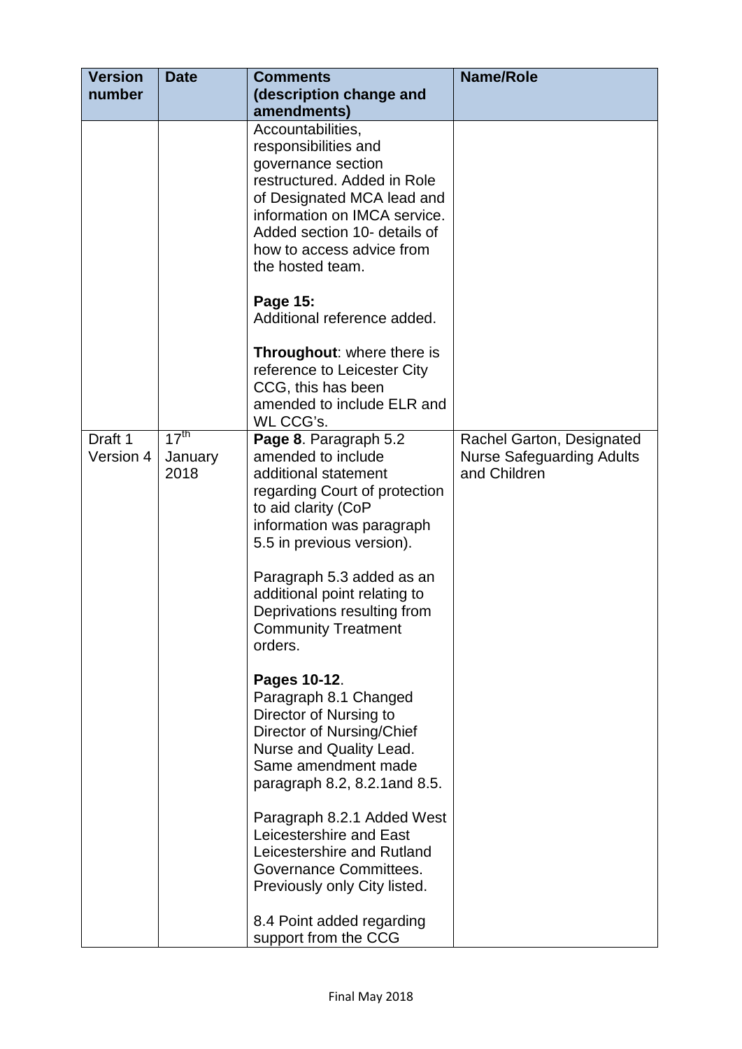| Version number | Date | Comments (description change and amendments) | Name/Role |
|---|---|---|---|
| | | Accountabilities, responsibilities and governance section restructured. Added in Role of Designated MCA lead and information on IMCA service. Added section 10- details of how to access advice from the hosted team.<br><br>**Page 15:**<br>Additional reference added.<br><br>**Throughout**: where there is reference to Leicester City CCG, this has been amended to include ELR and WL CCG's. | |
| Draft 1 Version 4 | 17th January 2018 | **Page 8**. Paragraph 5.2 amended to include additional statement regarding Court of protection to aid clarity (CoP information was paragraph 5.5 in previous version).<br><br>Paragraph 5.3 added as an additional point relating to Deprivations resulting from Community Treatment orders.<br><br>**Pages 10-12**.<br>Paragraph 8.1 Changed Director of Nursing to Director of Nursing/Chief Nurse and Quality Lead. Same amendment made paragraph 8.2, 8.2.1and 8.5.<br><br>Paragraph 8.2.1 Added West Leicestershire and East Leicestershire and Rutland Governance Committees. Previously only City listed.<br><br>8.4 Point added regarding support from the CCG | Rachel Garton, Designated Nurse Safeguarding Adults and Children |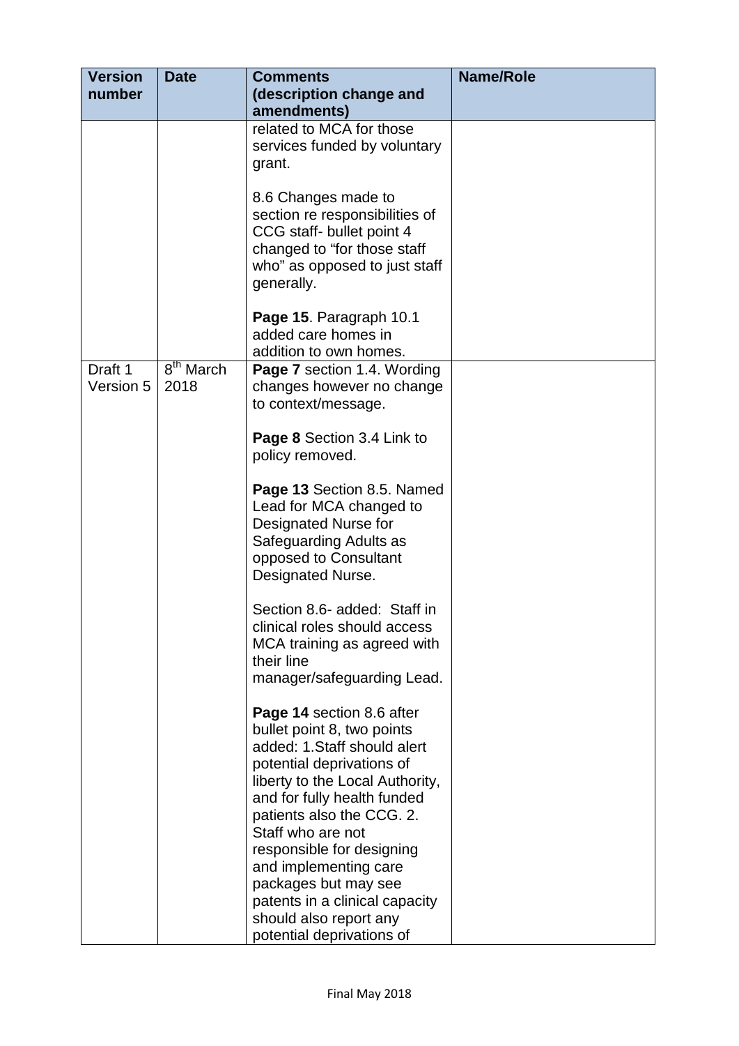| Version number | Date | Comments (description change and amendments) | Name/Role |
|---|---|---|---|
| | | related to MCA for those services funded by voluntary grant.<br><br>8.6 Changes made to section re responsibilities of CCG staff- bullet point 4 changed to "for those staff who" as opposed to just staff generally.<br><br>**Page 15**. Paragraph 10.1 added care homes in addition to own homes. | |
| Draft 1 Version 5 | 8th March 2018 | **Page 7** section 1.4. Wording changes however no change to context/message.<br><br>**Page 8** Section 3.4 Link to policy removed.<br><br>**Page 13** Section 8.5. Named Lead for MCA changed to Designated Nurse for Safeguarding Adults as opposed to Consultant Designated Nurse.<br><br>Section 8.6- added: Staff in clinical roles should access MCA training as agreed with their line manager/safeguarding Lead.<br><br>**Page 14** section 8.6 after bullet point 8, two points added: 1.Staff should alert potential deprivations of liberty to the Local Authority, and for fully health funded patients also the CCG. 2. Staff who are not responsible for designing and implementing care packages but may see patents in a clinical capacity should also report any potential deprivations of | |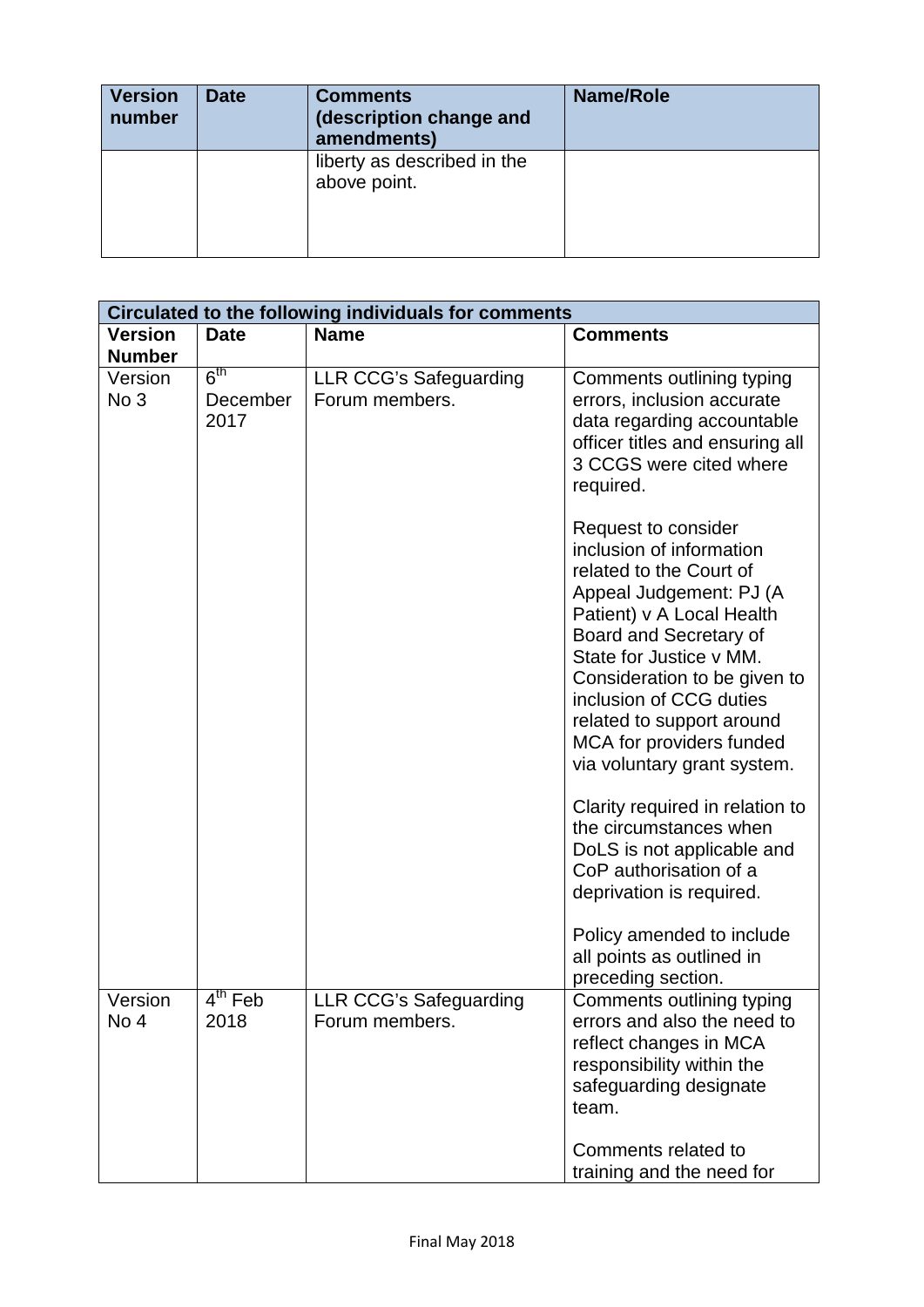| Version number | Date | Comments (description change and amendments) | Name/Role |
|---|---|---|---|
| | | liberty as described in the above point. | |

| Circulated to the following individuals for comments | | | |
|---|---|---|---|
| **Version Number** | **Date** | **Name** | **Comments** |
| Version No 3 | 6th December 2017 | LLR CCG's Safeguarding Forum members. | Comments outlining typing errors, inclusion accurate data regarding accountable officer titles and ensuring all 3 CCGS were cited where required.<br><br>Request to consider inclusion of information related to the Court of Appeal Judgement: PJ (A Patient) v A Local Health Board and Secretary of State for Justice v MM. Consideration to be given to inclusion of CCG duties related to support around MCA for providers funded via voluntary grant system.<br><br>Clarity required in relation to the circumstances when DoLS is not applicable and CoP authorisation of a deprivation is required.<br><br>Policy amended to include all points as outlined in preceding section. |
| Version No 4 | 4th Feb 2018 | LLR CCG's Safeguarding Forum members. | Comments outlining typing errors and also the need to reflect changes in MCA responsibility within the safeguarding designate team.<br><br>Comments related to training and the need for |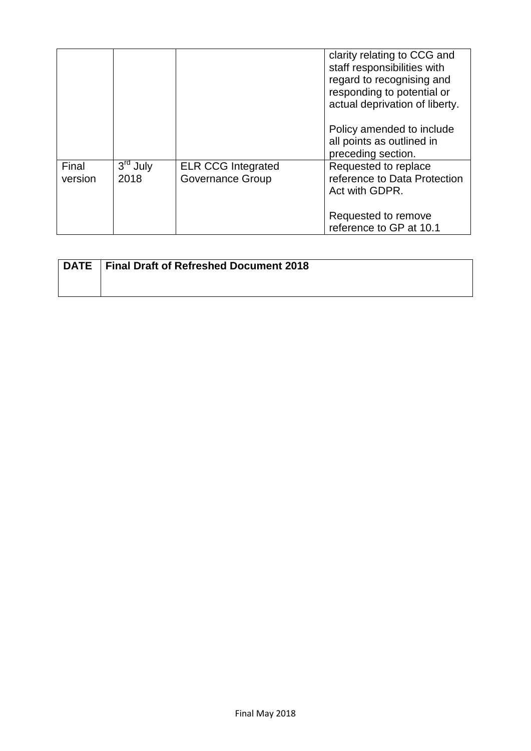| | | | clarity relating to CCG and staff responsibilities with regard to recognising and responding to potential or actual deprivation of liberty.<br><br>Policy amended to include all points as outlined in preceding section. |
|---|---|---|---|
| Final version | 3rd July 2018 | ELR CCG Integrated Governance Group | Requested to replace reference to Data Protection Act with GDPR.<br><br>Requested to remove reference to GP at 10.1 |

| **DATE** | **Final Draft of Refreshed Document 2018** |
|---|---|
| | |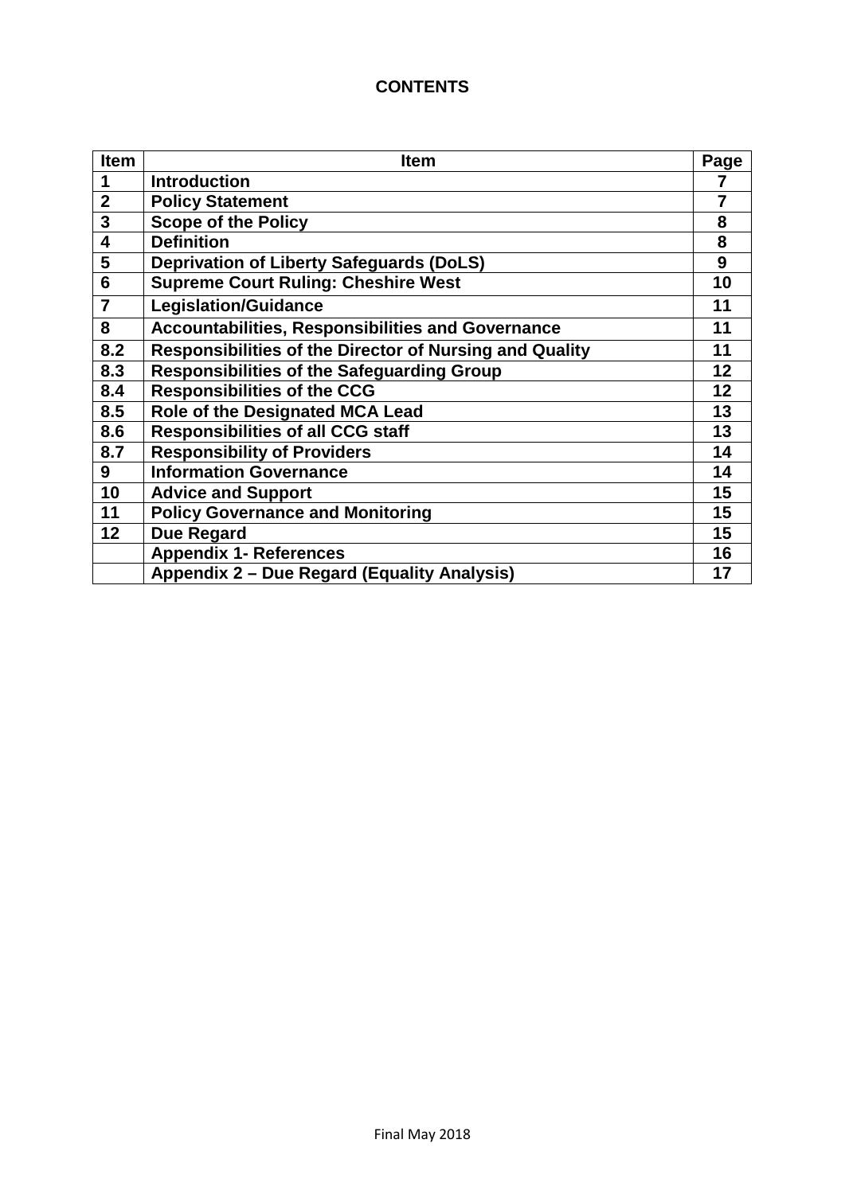**CONTENTS**

| Item | Item | Page |
|---|---|---|
| 1 | Introduction | 7 |
| 2 | Policy Statement | 7 |
| 3 | Scope of the Policy | 8 |
| 4 | Definition | 8 |
| 5 | Deprivation of Liberty Safeguards (DoLS) | 9 |
| 6 | Supreme Court Ruling: Cheshire West | 10 |
| 7 | Legislation/Guidance | 11 |
| 8 | Accountabilities, Responsibilities and Governance | 11 |
| 8.2 | Responsibilities of the Director of Nursing and Quality | 11 |
| 8.3 | Responsibilities of the Safeguarding Group | 12 |
| 8.4 | Responsibilities of the CCG | 12 |
| 8.5 | Role of the Designated MCA Lead | 13 |
| 8.6 | Responsibilities of all CCG staff | 13 |
| 8.7 | Responsibility of Providers | 14 |
| 9 | Information Governance | 14 |
| 10 | Advice and Support | 15 |
| 11 | Policy Governance and Monitoring | 15 |
| 12 | Due Regard | 15 |
| | Appendix 1- References | 16 |
| | Appendix 2 – Due Regard (Equality Analysis) | 17 |

Final May 2018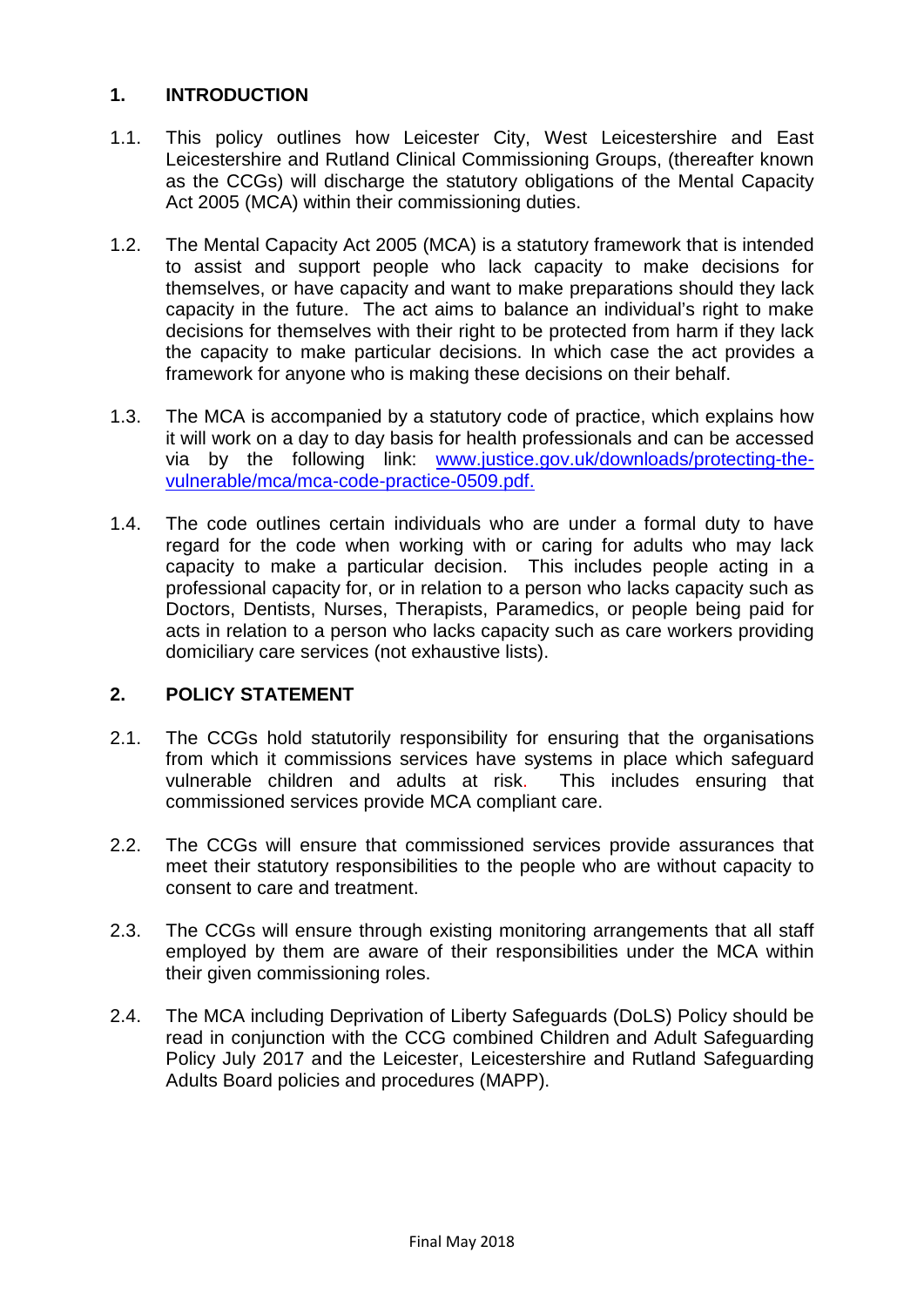## 1. INTRODUCTION

1.1. This policy outlines how Leicester City, West Leicestershire and East Leicestershire and Rutland Clinical Commissioning Groups, (thereafter known as the CCGs) will discharge the statutory obligations of the Mental Capacity Act 2005 (MCA) within their commissioning duties.

1.2. The Mental Capacity Act 2005 (MCA) is a statutory framework that is intended to assist and support people who lack capacity to make decisions for themselves, or have capacity and want to make preparations should they lack capacity in the future. The act aims to balance an individual's right to make decisions for themselves with their right to be protected from harm if they lack the capacity to make particular decisions. In which case the act provides a framework for anyone who is making these decisions on their behalf.

1.3. The MCA is accompanied by a statutory code of practice, which explains how it will work on a day to day basis for health professionals and can be accessed via by the following link: [www.justice.gov.uk/downloads/protecting-the-vulnerable/mca/mca-code-practice-0509.pdf.](www.justice.gov.uk/downloads/protecting-the-vulnerable/mca/mca-code-practice-0509.pdf)

1.4. The code outlines certain individuals who are under a formal duty to have regard for the code when working with or caring for adults who may lack capacity to make a particular decision. This includes people acting in a professional capacity for, or in relation to a person who lacks capacity such as Doctors, Dentists, Nurses, Therapists, Paramedics, or people being paid for acts in relation to a person who lacks capacity such as care workers providing domiciliary care services (not exhaustive lists).

## 2. POLICY STATEMENT

2.1. The CCGs hold statutorily responsibility for ensuring that the organisations from which it commissions services have systems in place which safeguard vulnerable children and adults at risk. This includes ensuring that commissioned services provide MCA compliant care.

2.2. The CCGs will ensure that commissioned services provide assurances that meet their statutory responsibilities to the people who are without capacity to consent to care and treatment.

2.3. The CCGs will ensure through existing monitoring arrangements that all staff employed by them are aware of their responsibilities under the MCA within their given commissioning roles.

2.4. The MCA including Deprivation of Liberty Safeguards (DoLS) Policy should be read in conjunction with the CCG combined Children and Adult Safeguarding Policy July 2017 and the Leicester, Leicestershire and Rutland Safeguarding Adults Board policies and procedures (MAPP).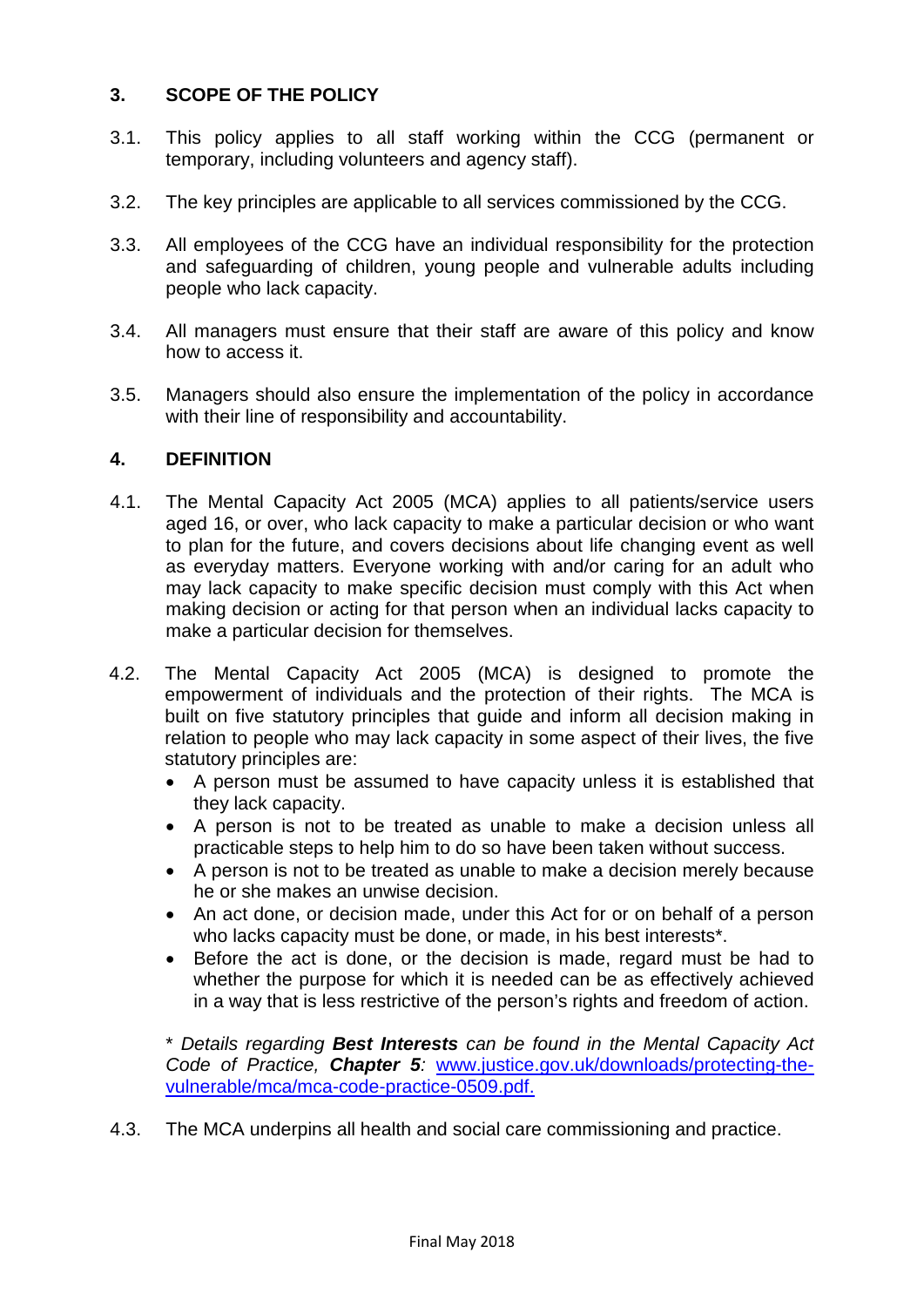## 3. SCOPE OF THE POLICY

3.1. This policy applies to all staff working within the CCG (permanent or temporary, including volunteers and agency staff).

3.2. The key principles are applicable to all services commissioned by the CCG.

3.3. All employees of the CCG have an individual responsibility for the protection and safeguarding of children, young people and vulnerable adults including people who lack capacity.

3.4. All managers must ensure that their staff are aware of this policy and know how to access it.

3.5. Managers should also ensure the implementation of the policy in accordance with their line of responsibility and accountability.

## 4. DEFINITION

4.1. The Mental Capacity Act 2005 (MCA) applies to all patients/service users aged 16, or over, who lack capacity to make a particular decision or who want to plan for the future, and covers decisions about life changing event as well as everyday matters. Everyone working with and/or caring for an adult who may lack capacity to make specific decision must comply with this Act when making decision or acting for that person when an individual lacks capacity to make a particular decision for themselves.

4.2. The Mental Capacity Act 2005 (MCA) is designed to promote the empowerment of individuals and the protection of their rights. The MCA is built on five statutory principles that guide and inform all decision making in relation to people who may lack capacity in some aspect of their lives, the five statutory principles are:

- A person must be assumed to have capacity unless it is established that they lack capacity.
- A person is not to be treated as unable to make a decision unless all practicable steps to help him to do so have been taken without success.
- A person is not to be treated as unable to make a decision merely because he or she makes an unwise decision.
- An act done, or decision made, under this Act for or on behalf of a person who lacks capacity must be done, or made, in his best interests*.
- Before the act is done, or the decision is made, regard must be had to whether the purpose for which it is needed can be as effectively achieved in a way that is less restrictive of the person's rights and freedom of action.

*\* Details regarding **Best Interests** can be found in the Mental Capacity Act Code of Practice, **Chapter 5**:* [www.justice.gov.uk/downloads/protecting-the-vulnerable/mca/mca-code-practice-0509.pdf.](www.justice.gov.uk/downloads/protecting-the-vulnerable/mca/mca-code-practice-0509.pdf)

4.3. The MCA underpins all health and social care commissioning and practice.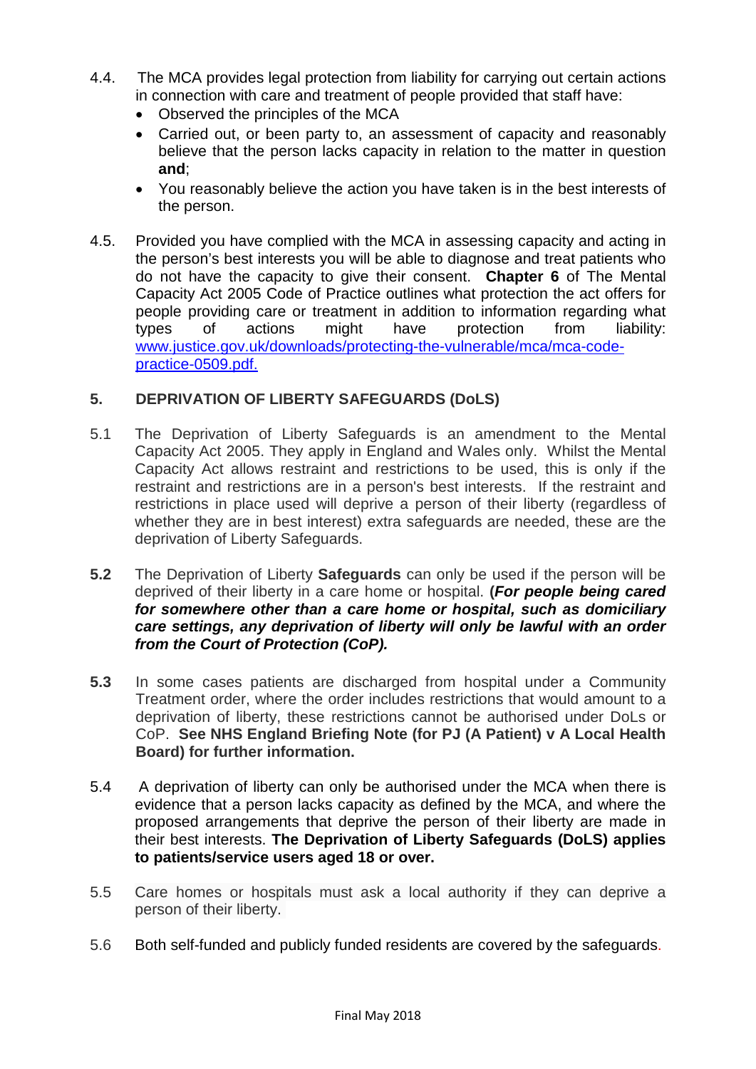4.4. The MCA provides legal protection from liability for carrying out certain actions in connection with care and treatment of people provided that staff have:

- Observed the principles of the MCA
- Carried out, or been party to, an assessment of capacity and reasonably believe that the person lacks capacity in relation to the matter in question **and**;
- You reasonably believe the action you have taken is in the best interests of the person.

4.5. Provided you have complied with the MCA in assessing capacity and acting in the person's best interests you will be able to diagnose and treat patients who do not have the capacity to give their consent. **Chapter 6** of The Mental Capacity Act 2005 Code of Practice outlines what protection the act offers for people providing care or treatment in addition to information regarding what types of actions might have protection from liability: [www.justice.gov.uk/downloads/protecting-the-vulnerable/mca/mca-code-practice-0509.pdf.](www.justice.gov.uk/downloads/protecting-the-vulnerable/mca/mca-code-practice-0509.pdf)

## 5. DEPRIVATION OF LIBERTY SAFEGUARDS (DoLS)

5.1 The Deprivation of Liberty Safeguards is an amendment to the Mental Capacity Act 2005. They apply in England and Wales only. Whilst the Mental Capacity Act allows restraint and restrictions to be used, this is only if the restraint and restrictions are in a person's best interests. If the restraint and restrictions in place used will deprive a person of their liberty (regardless of whether they are in best interest) extra safeguards are needed, these are the deprivation of Liberty Safeguards.

**5.2** The Deprivation of Liberty **Safeguards** can only be used if the person will be deprived of their liberty in a care home or hospital. **(*For people being cared for somewhere other than a care home or hospital, such as domiciliary care settings, any deprivation of liberty will only be lawful with an order from the Court of Protection (CoP).***

**5.3** In some cases patients are discharged from hospital under a Community Treatment order, where the order includes restrictions that would amount to a deprivation of liberty, these restrictions cannot be authorised under DoLs or CoP. **See NHS England Briefing Note (for PJ (A Patient) v A Local Health Board) for further information.**

5.4 A deprivation of liberty can only be authorised under the MCA when there is evidence that a person lacks capacity as defined by the MCA, and where the proposed arrangements that deprive the person of their liberty are made in their best interests. **The Deprivation of Liberty Safeguards (DoLS) applies to patients/service users aged 18 or over.**

5.5 Care homes or hospitals must ask a local authority if they can deprive a person of their liberty.

5.6 Both self-funded and publicly funded residents are covered by the safeguards.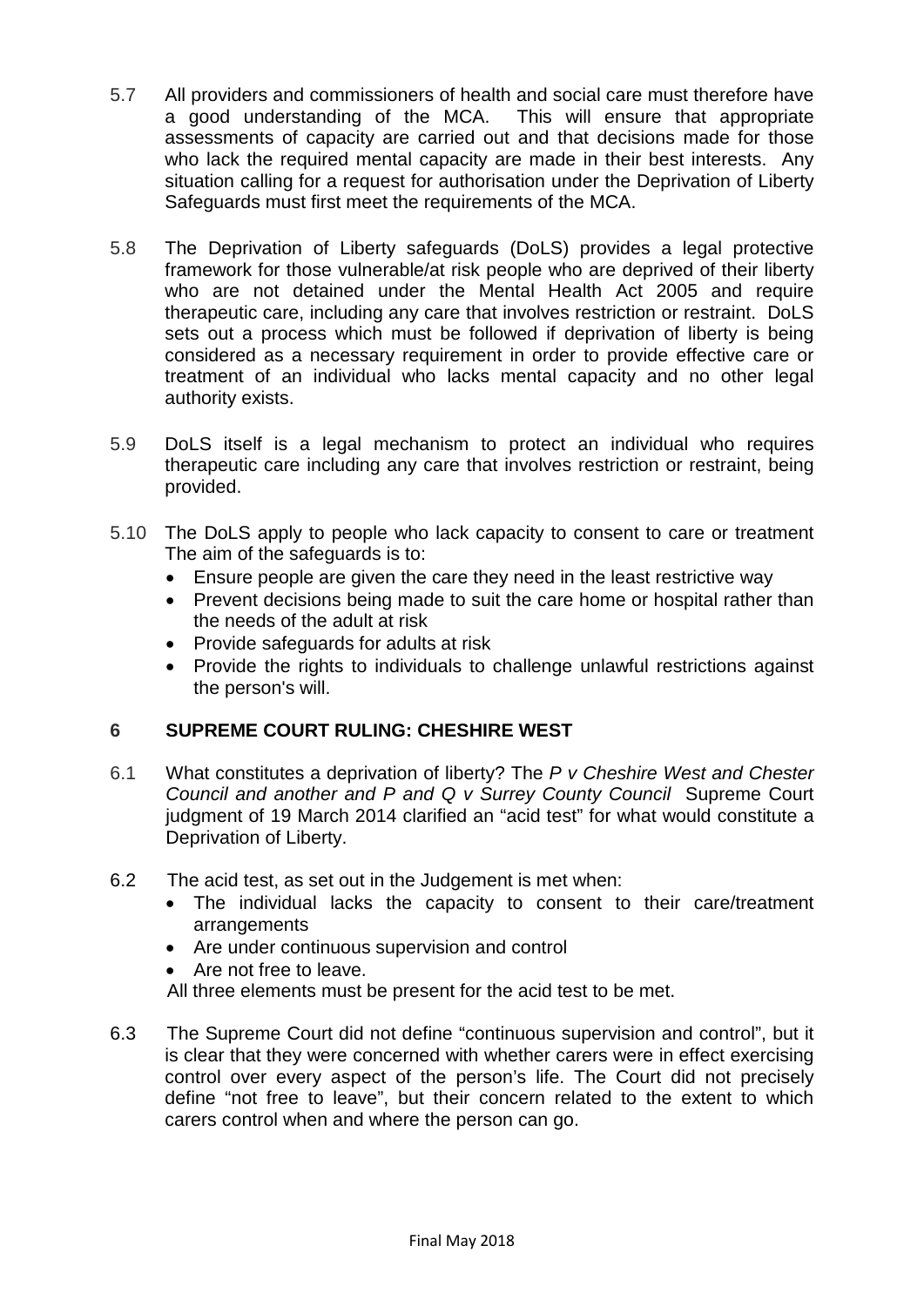5.7 All providers and commissioners of health and social care must therefore have a good understanding of the MCA. This will ensure that appropriate assessments of capacity are carried out and that decisions made for those who lack the required mental capacity are made in their best interests. Any situation calling for a request for authorisation under the Deprivation of Liberty Safeguards must first meet the requirements of the MCA.

5.8 The Deprivation of Liberty safeguards (DoLS) provides a legal protective framework for those vulnerable/at risk people who are deprived of their liberty who are not detained under the Mental Health Act 2005 and require therapeutic care, including any care that involves restriction or restraint. DoLS sets out a process which must be followed if deprivation of liberty is being considered as a necessary requirement in order to provide effective care or treatment of an individual who lacks mental capacity and no other legal authority exists.

5.9 DoLS itself is a legal mechanism to protect an individual who requires therapeutic care including any care that involves restriction or restraint, being provided.

5.10 The DoLS apply to people who lack capacity to consent to care or treatment The aim of the safeguards is to:

- Ensure people are given the care they need in the least restrictive way
- Prevent decisions being made to suit the care home or hospital rather than the needs of the adult at risk
- Provide safeguards for adults at risk
- Provide the rights to individuals to challenge unlawful restrictions against the person's will.

## 6 SUPREME COURT RULING: CHESHIRE WEST

6.1 What constitutes a deprivation of liberty? The *P v Cheshire West and Chester Council and another and P and Q v Surrey County Council* Supreme Court judgment of 19 March 2014 clarified an "acid test" for what would constitute a Deprivation of Liberty.

6.2 The acid test, as set out in the Judgement is met when:

- The individual lacks the capacity to consent to their care/treatment arrangements
- Are under continuous supervision and control
- Are not free to leave.

All three elements must be present for the acid test to be met.

6.3 The Supreme Court did not define "continuous supervision and control", but it is clear that they were concerned with whether carers were in effect exercising control over every aspect of the person's life. The Court did not precisely define "not free to leave", but their concern related to the extent to which carers control when and where the person can go.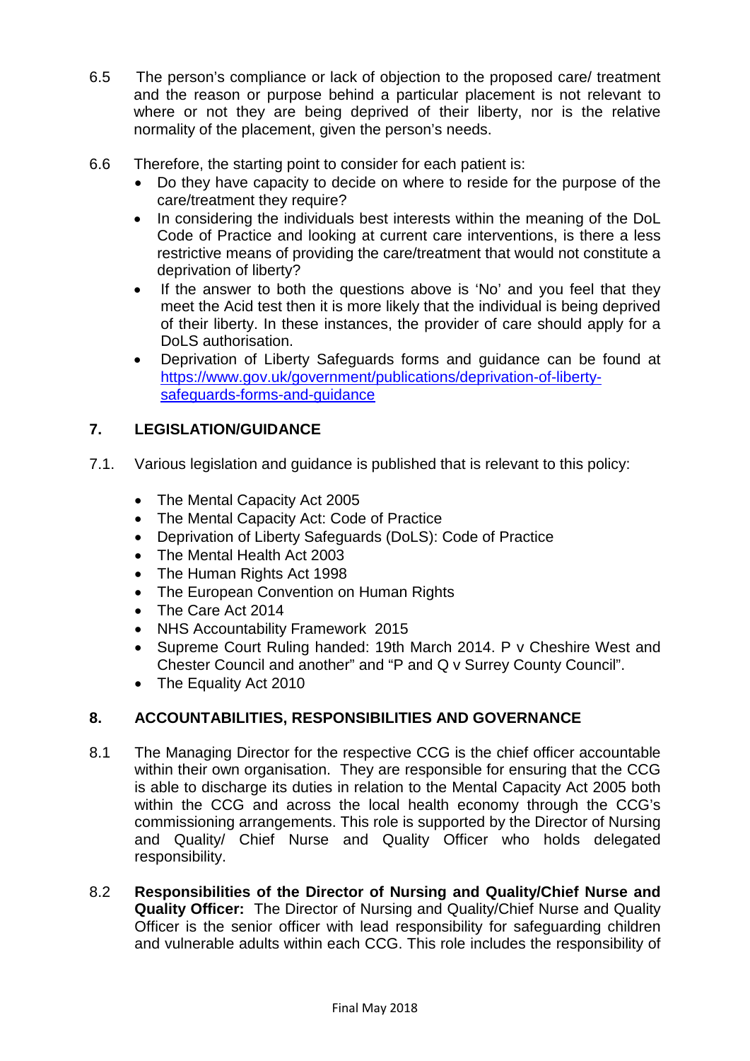6.5 The person's compliance or lack of objection to the proposed care/ treatment and the reason or purpose behind a particular placement is not relevant to where or not they are being deprived of their liberty, nor is the relative normality of the placement, given the person's needs.

6.6 Therefore, the starting point to consider for each patient is:

- Do they have capacity to decide on where to reside for the purpose of the care/treatment they require?
- In considering the individuals best interests within the meaning of the DoL Code of Practice and looking at current care interventions, is there a less restrictive means of providing the care/treatment that would not constitute a deprivation of liberty?
- If the answer to both the questions above is 'No' and you feel that they meet the Acid test then it is more likely that the individual is being deprived of their liberty. In these instances, the provider of care should apply for a DoLS authorisation.
- Deprivation of Liberty Safeguards forms and guidance can be found at [https://www.gov.uk/government/publications/deprivation-of-liberty-safeguards-forms-and-guidance](https://www.gov.uk/government/publications/deprivation-of-liberty-safeguards-forms-and-guidance)

## 7. LEGISLATION/GUIDANCE

7.1. Various legislation and guidance is published that is relevant to this policy:

- The Mental Capacity Act 2005
- The Mental Capacity Act: Code of Practice
- Deprivation of Liberty Safeguards (DoLS): Code of Practice
- The Mental Health Act 2003
- The Human Rights Act 1998
- The European Convention on Human Rights
- The Care Act 2014
- NHS Accountability Framework 2015
- Supreme Court Ruling handed: 19th March 2014. P v Cheshire West and Chester Council and another" and "P and Q v Surrey County Council".
- The Equality Act 2010

## 8. ACCOUNTABILITIES, RESPONSIBILITIES AND GOVERNANCE

8.1 The Managing Director for the respective CCG is the chief officer accountable within their own organisation. They are responsible for ensuring that the CCG is able to discharge its duties in relation to the Mental Capacity Act 2005 both within the CCG and across the local health economy through the CCG's commissioning arrangements. This role is supported by the Director of Nursing and Quality/ Chief Nurse and Quality Officer who holds delegated responsibility.

8.2 **Responsibilities of the Director of Nursing and Quality/Chief Nurse and Quality Officer:** The Director of Nursing and Quality/Chief Nurse and Quality Officer is the senior officer with lead responsibility for safeguarding children and vulnerable adults within each CCG. This role includes the responsibility of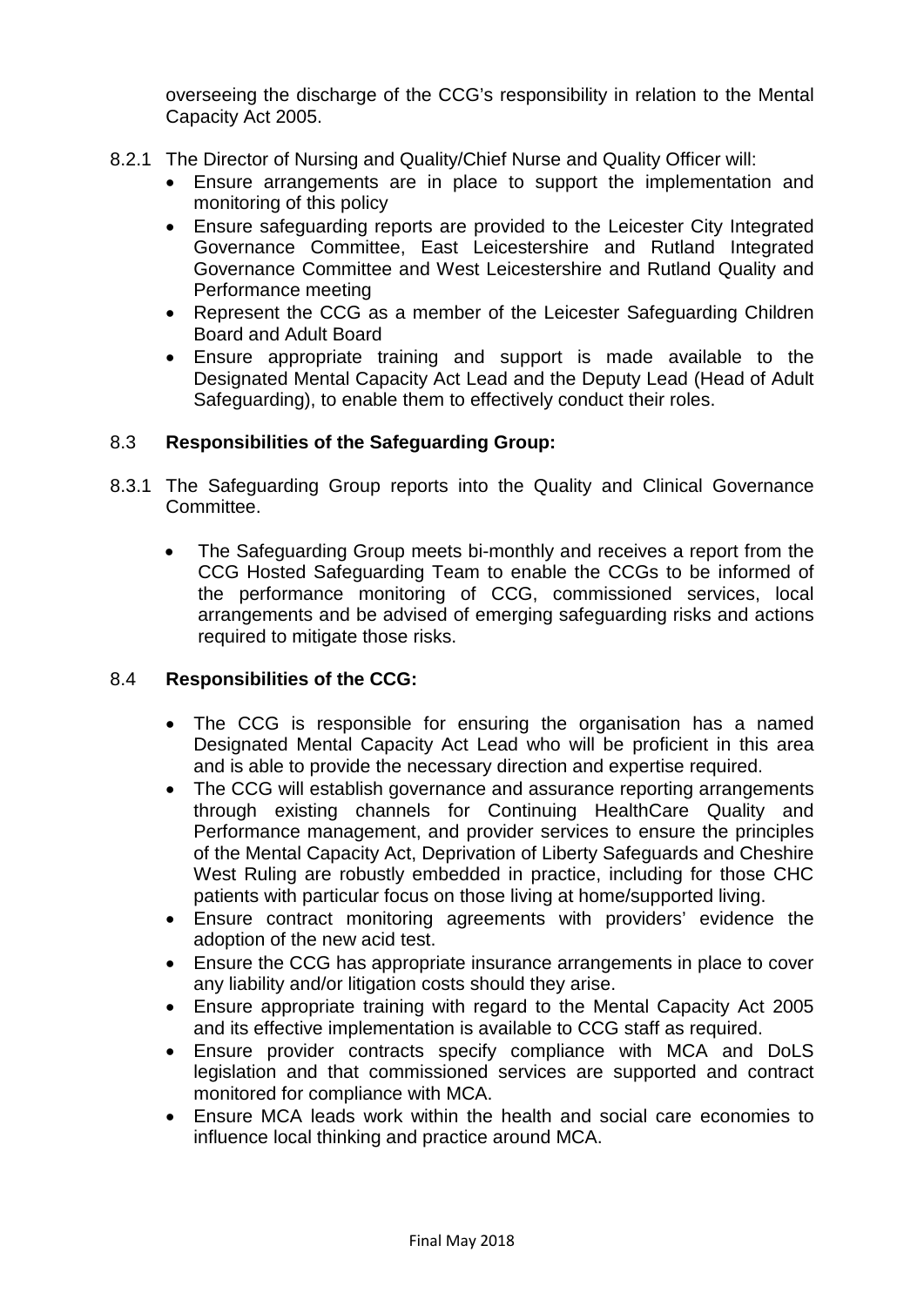overseeing the discharge of the CCG's responsibility in relation to the Mental Capacity Act 2005.

8.2.1 The Director of Nursing and Quality/Chief Nurse and Quality Officer will:

- Ensure arrangements are in place to support the implementation and monitoring of this policy
- Ensure safeguarding reports are provided to the Leicester City Integrated Governance Committee, East Leicestershire and Rutland Integrated Governance Committee and West Leicestershire and Rutland Quality and Performance meeting
- Represent the CCG as a member of the Leicester Safeguarding Children Board and Adult Board
- Ensure appropriate training and support is made available to the Designated Mental Capacity Act Lead and the Deputy Lead (Head of Adult Safeguarding), to enable them to effectively conduct their roles.

## 8.3 Responsibilities of the Safeguarding Group:

8.3.1 The Safeguarding Group reports into the Quality and Clinical Governance Committee.

- The Safeguarding Group meets bi-monthly and receives a report from the CCG Hosted Safeguarding Team to enable the CCGs to be informed of the performance monitoring of CCG, commissioned services, local arrangements and be advised of emerging safeguarding risks and actions required to mitigate those risks.

## 8.4 Responsibilities of the CCG:

- The CCG is responsible for ensuring the organisation has a named Designated Mental Capacity Act Lead who will be proficient in this area and is able to provide the necessary direction and expertise required.
- The CCG will establish governance and assurance reporting arrangements through existing channels for Continuing HealthCare Quality and Performance management, and provider services to ensure the principles of the Mental Capacity Act, Deprivation of Liberty Safeguards and Cheshire West Ruling are robustly embedded in practice, including for those CHC patients with particular focus on those living at home/supported living.
- Ensure contract monitoring agreements with providers' evidence the adoption of the new acid test.
- Ensure the CCG has appropriate insurance arrangements in place to cover any liability and/or litigation costs should they arise.
- Ensure appropriate training with regard to the Mental Capacity Act 2005 and its effective implementation is available to CCG staff as required.
- Ensure provider contracts specify compliance with MCA and DoLS legislation and that commissioned services are supported and contract monitored for compliance with MCA.
- Ensure MCA leads work within the health and social care economies to influence local thinking and practice around MCA.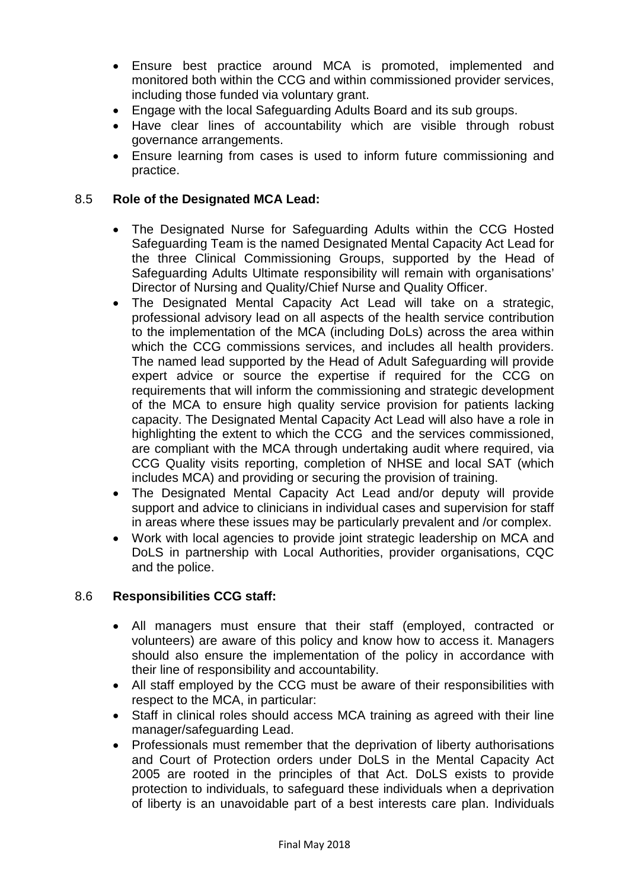- Ensure best practice around MCA is promoted, implemented and monitored both within the CCG and within commissioned provider services, including those funded via voluntary grant.
- Engage with the local Safeguarding Adults Board and its sub groups.
- Have clear lines of accountability which are visible through robust governance arrangements.
- Ensure learning from cases is used to inform future commissioning and practice.

### 8.5 Role of the Designated MCA Lead:

- The Designated Nurse for Safeguarding Adults within the CCG Hosted Safeguarding Team is the named Designated Mental Capacity Act Lead for the three Clinical Commissioning Groups, supported by the Head of Safeguarding Adults Ultimate responsibility will remain with organisations' Director of Nursing and Quality/Chief Nurse and Quality Officer.
- The Designated Mental Capacity Act Lead will take on a strategic, professional advisory lead on all aspects of the health service contribution to the implementation of the MCA (including DoLs) across the area within which the CCG commissions services, and includes all health providers. The named lead supported by the Head of Adult Safeguarding will provide expert advice or source the expertise if required for the CCG on requirements that will inform the commissioning and strategic development of the MCA to ensure high quality service provision for patients lacking capacity. The Designated Mental Capacity Act Lead will also have a role in highlighting the extent to which the CCG and the services commissioned, are compliant with the MCA through undertaking audit where required, via CCG Quality visits reporting, completion of NHSE and local SAT (which includes MCA) and providing or securing the provision of training.
- The Designated Mental Capacity Act Lead and/or deputy will provide support and advice to clinicians in individual cases and supervision for staff in areas where these issues may be particularly prevalent and /or complex.
- Work with local agencies to provide joint strategic leadership on MCA and DoLS in partnership with Local Authorities, provider organisations, CQC and the police.

### 8.6 Responsibilities CCG staff:

- All managers must ensure that their staff (employed, contracted or volunteers) are aware of this policy and know how to access it. Managers should also ensure the implementation of the policy in accordance with their line of responsibility and accountability.
- All staff employed by the CCG must be aware of their responsibilities with respect to the MCA, in particular:
- Staff in clinical roles should access MCA training as agreed with their line manager/safeguarding Lead.
- Professionals must remember that the deprivation of liberty authorisations and Court of Protection orders under DoLS in the Mental Capacity Act 2005 are rooted in the principles of that Act. DoLS exists to provide protection to individuals, to safeguard these individuals when a deprivation of liberty is an unavoidable part of a best interests care plan. Individuals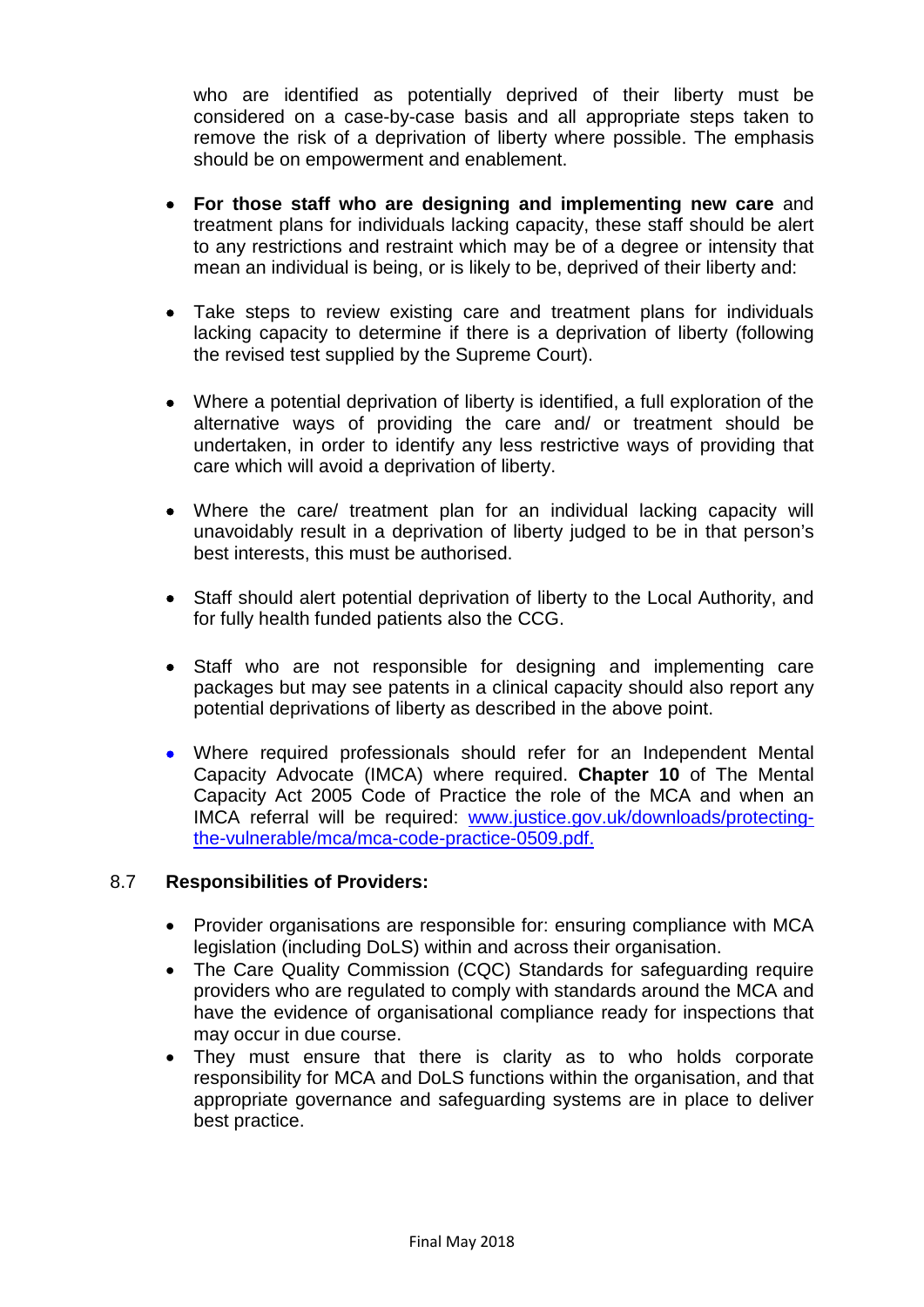who are identified as potentially deprived of their liberty must be considered on a case-by-case basis and all appropriate steps taken to remove the risk of a deprivation of liberty where possible. The emphasis should be on empowerment and enablement.

- **For those staff who are designing and implementing new care** and treatment plans for individuals lacking capacity, these staff should be alert to any restrictions and restraint which may be of a degree or intensity that mean an individual is being, or is likely to be, deprived of their liberty and:

- Take steps to review existing care and treatment plans for individuals lacking capacity to determine if there is a deprivation of liberty (following the revised test supplied by the Supreme Court).

- Where a potential deprivation of liberty is identified, a full exploration of the alternative ways of providing the care and/ or treatment should be undertaken, in order to identify any less restrictive ways of providing that care which will avoid a deprivation of liberty.

- Where the care/ treatment plan for an individual lacking capacity will unavoidably result in a deprivation of liberty judged to be in that person's best interests, this must be authorised.

- Staff should alert potential deprivation of liberty to the Local Authority, and for fully health funded patients also the CCG.

- Staff who are not responsible for designing and implementing care packages but may see patents in a clinical capacity should also report any potential deprivations of liberty as described in the above point.

- Where required professionals should refer for an Independent Mental Capacity Advocate (IMCA) where required. **Chapter 10** of The Mental Capacity Act 2005 Code of Practice the role of the MCA and when an IMCA referral will be required: [www.justice.gov.uk/downloads/protecting-the-vulnerable/mca/mca-code-practice-0509.pdf.](www.justice.gov.uk/downloads/protecting-the-vulnerable/mca/mca-code-practice-0509.pdf)

### 8.7 Responsibilities of Providers:

- Provider organisations are responsible for: ensuring compliance with MCA legislation (including DoLS) within and across their organisation.
- The Care Quality Commission (CQC) Standards for safeguarding require providers who are regulated to comply with standards around the MCA and have the evidence of organisational compliance ready for inspections that may occur in due course.
- They must ensure that there is clarity as to who holds corporate responsibility for MCA and DoLS functions within the organisation, and that appropriate governance and safeguarding systems are in place to deliver best practice.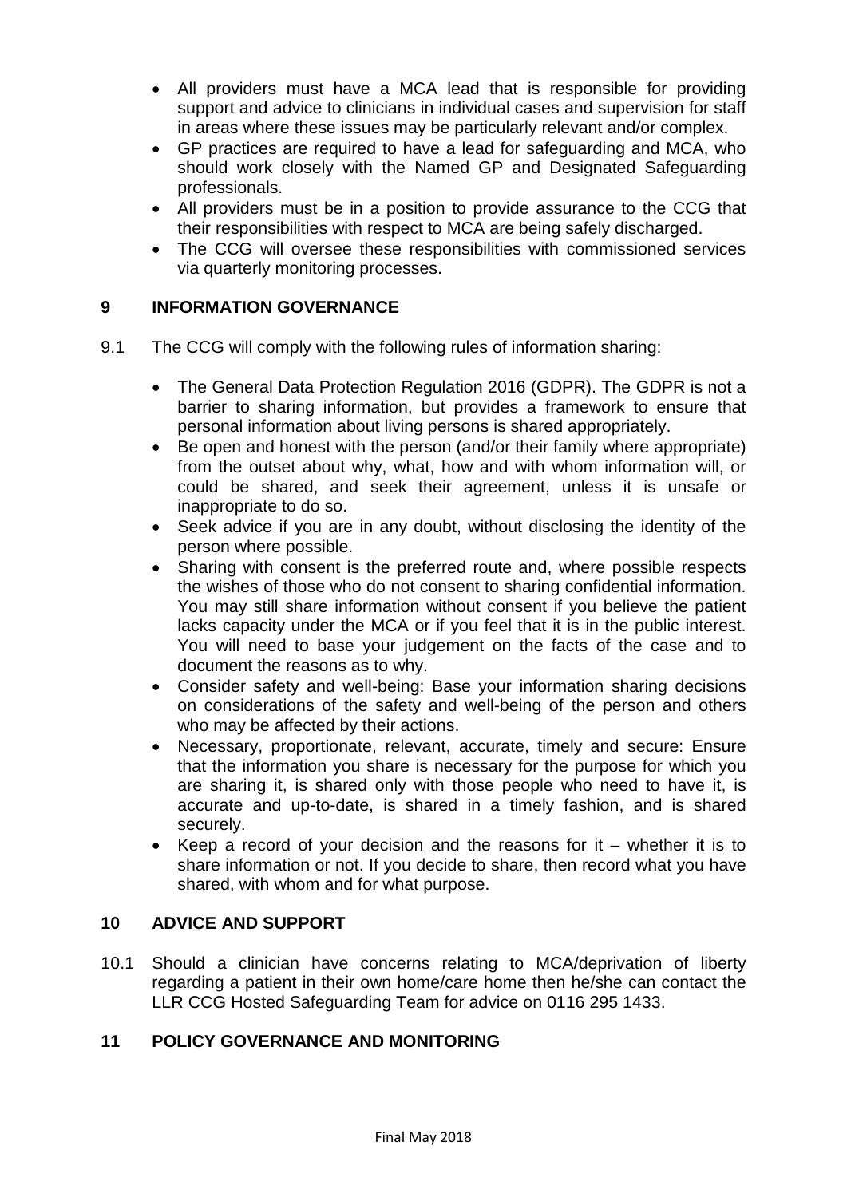- All providers must have a MCA lead that is responsible for providing support and advice to clinicians in individual cases and supervision for staff in areas where these issues may be particularly relevant and/or complex.
- GP practices are required to have a lead for safeguarding and MCA, who should work closely with the Named GP and Designated Safeguarding professionals.
- All providers must be in a position to provide assurance to the CCG that their responsibilities with respect to MCA are being safely discharged.
- The CCG will oversee these responsibilities with commissioned services via quarterly monitoring processes.

## 9 INFORMATION GOVERNANCE

9.1 The CCG will comply with the following rules of information sharing:

- The General Data Protection Regulation 2016 (GDPR). The GDPR is not a barrier to sharing information, but provides a framework to ensure that personal information about living persons is shared appropriately.
- Be open and honest with the person (and/or their family where appropriate) from the outset about why, what, how and with whom information will, or could be shared, and seek their agreement, unless it is unsafe or inappropriate to do so.
- Seek advice if you are in any doubt, without disclosing the identity of the person where possible.
- Sharing with consent is the preferred route and, where possible respects the wishes of those who do not consent to sharing confidential information. You may still share information without consent if you believe the patient lacks capacity under the MCA or if you feel that it is in the public interest. You will need to base your judgement on the facts of the case and to document the reasons as to why.
- Consider safety and well-being: Base your information sharing decisions on considerations of the safety and well-being of the person and others who may be affected by their actions.
- Necessary, proportionate, relevant, accurate, timely and secure: Ensure that the information you share is necessary for the purpose for which you are sharing it, is shared only with those people who need to have it, is accurate and up-to-date, is shared in a timely fashion, and is shared securely.
- Keep a record of your decision and the reasons for it – whether it is to share information or not. If you decide to share, then record what you have shared, with whom and for what purpose.

## 10 ADVICE AND SUPPORT

10.1 Should a clinician have concerns relating to MCA/deprivation of liberty regarding a patient in their own home/care home then he/she can contact the LLR CCG Hosted Safeguarding Team for advice on 0116 295 1433.

## 11 POLICY GOVERNANCE AND MONITORING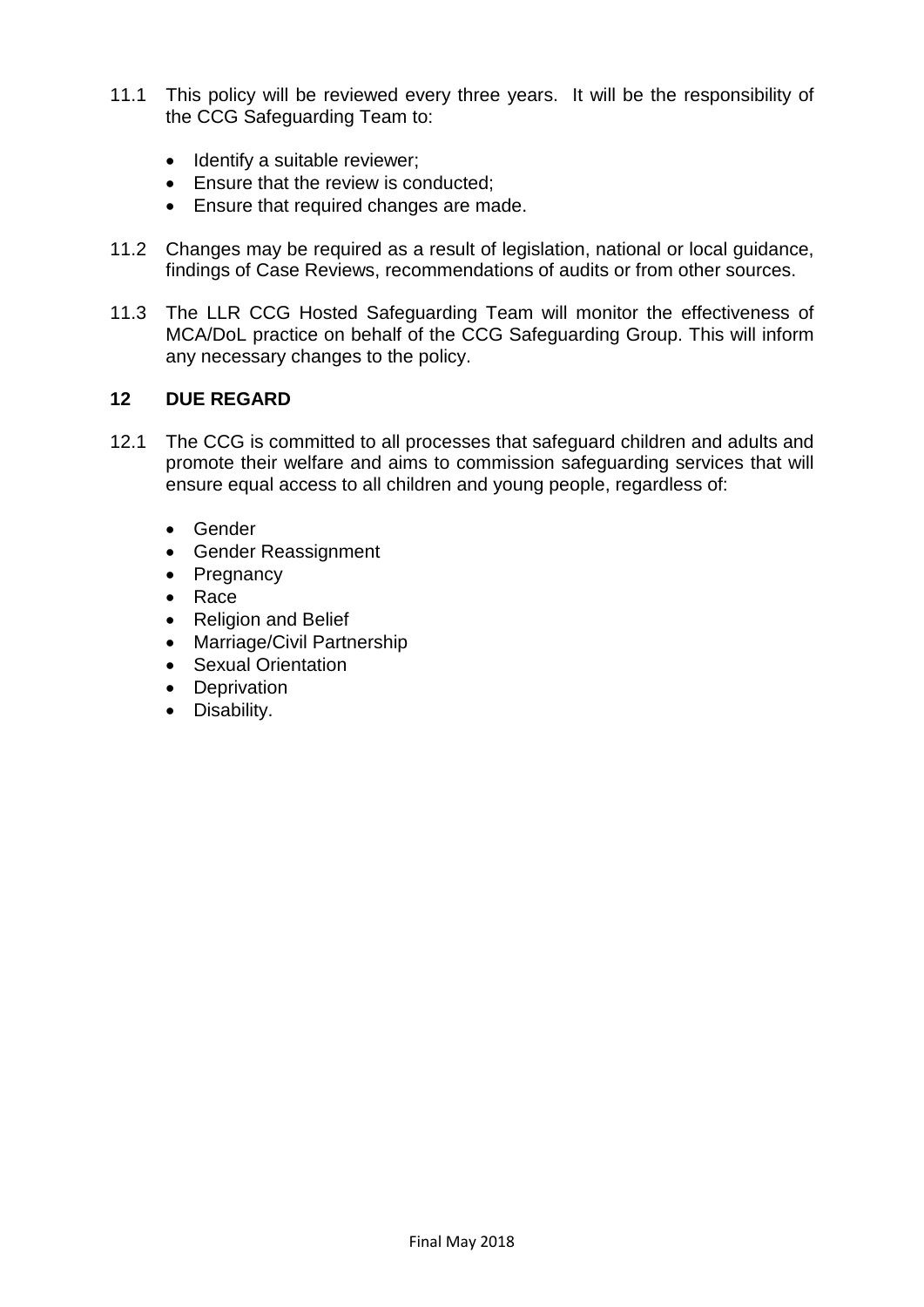11.1 This policy will be reviewed every three years. It will be the responsibility of the CCG Safeguarding Team to:

- Identify a suitable reviewer;
- Ensure that the review is conducted;
- Ensure that required changes are made.

11.2 Changes may be required as a result of legislation, national or local guidance, findings of Case Reviews, recommendations of audits or from other sources.

11.3 The LLR CCG Hosted Safeguarding Team will monitor the effectiveness of MCA/DoL practice on behalf of the CCG Safeguarding Group. This will inform any necessary changes to the policy.

## 12 DUE REGARD

12.1 The CCG is committed to all processes that safeguard children and adults and promote their welfare and aims to commission safeguarding services that will ensure equal access to all children and young people, regardless of:

- Gender
- Gender Reassignment
- Pregnancy
- Race
- Religion and Belief
- Marriage/Civil Partnership
- Sexual Orientation
- Deprivation
- Disability.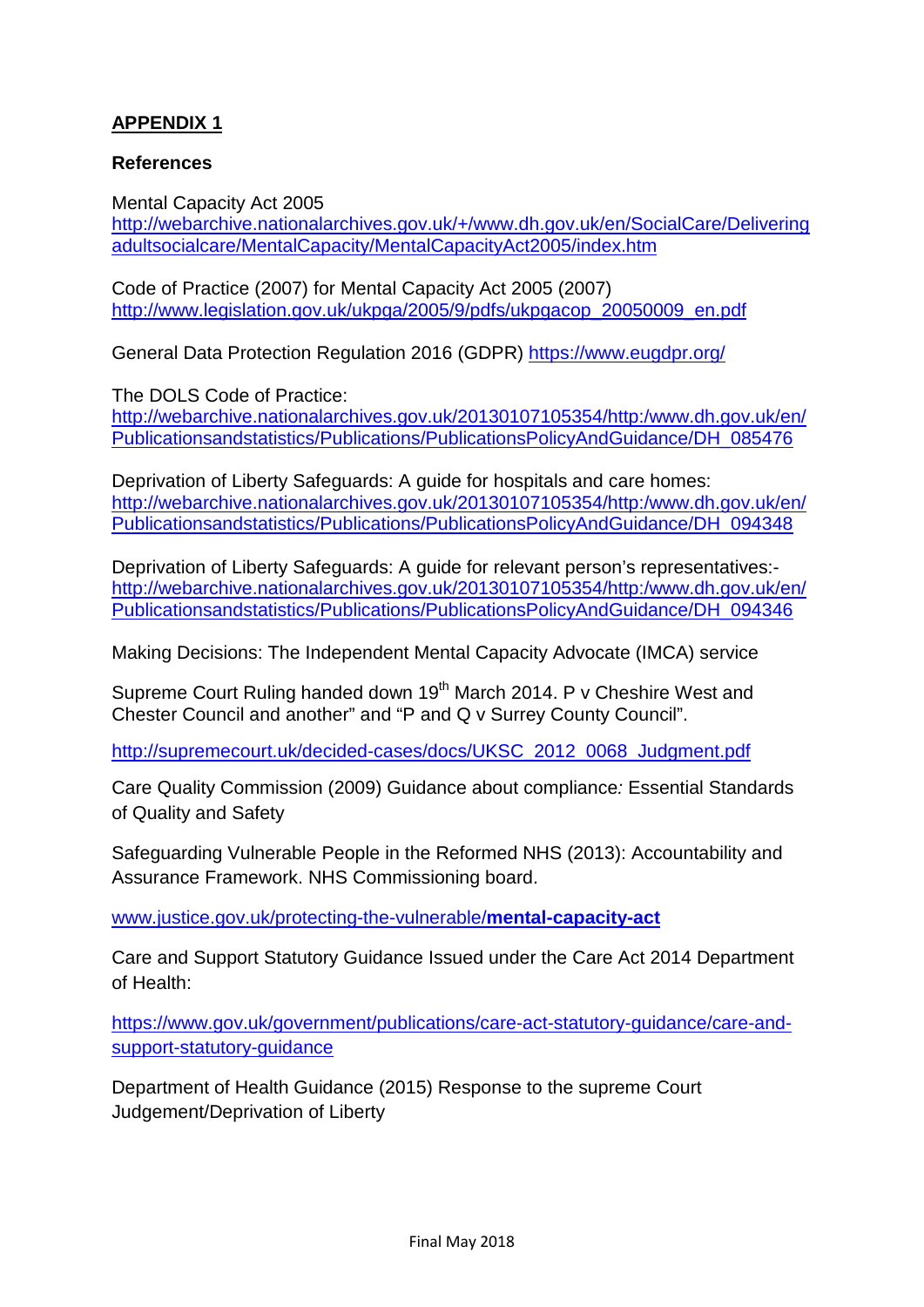## **APPENDIX 1**

**References**

Mental Capacity Act 2005
http://webarchive.nationalarchives.gov.uk/+/www.dh.gov.uk/en/SocialCare/Deliveringadultsocialcare/MentalCapacity/MentalCapacityAct2005/index.htm

Code of Practice (2007) for Mental Capacity Act 2005 (2007)
http://www.legislation.gov.uk/ukpga/2005/9/pdfs/ukpgacop_20050009_en.pdf

General Data Protection Regulation 2016 (GDPR) https://www.eugdpr.org/

The DOLS Code of Practice:
http://webarchive.nationalarchives.gov.uk/20130107105354/http:/www.dh.gov.uk/en/Publicationsandstatistics/Publications/PublicationsPolicyAndGuidance/DH_085476

Deprivation of Liberty Safeguards: A guide for hospitals and care homes:
http://webarchive.nationalarchives.gov.uk/20130107105354/http:/www.dh.gov.uk/en/Publicationsandstatistics/Publications/PublicationsPolicyAndGuidance/DH_094348

Deprivation of Liberty Safeguards: A guide for relevant person's representatives:-
http://webarchive.nationalarchives.gov.uk/20130107105354/http:/www.dh.gov.uk/en/Publicationsandstatistics/Publications/PublicationsPolicyAndGuidance/DH_094346

Making Decisions: The Independent Mental Capacity Advocate (IMCA) service

Supreme Court Ruling handed down 19th March 2014. P v Cheshire West and Chester Council and another" and "P and Q v Surrey County Council".

http://supremecourt.uk/decided-cases/docs/UKSC_2012_0068_Judgment.pdf

Care Quality Commission (2009) Guidance about compliance*:* Essential Standards of Quality and Safety

Safeguarding Vulnerable People in the Reformed NHS (2013): Accountability and Assurance Framework. NHS Commissioning board.

www.justice.gov.uk/protecting-the-vulnerable/**mental-capacity-act**

Care and Support Statutory Guidance Issued under the Care Act 2014 Department of Health:

https://www.gov.uk/government/publications/care-act-statutory-guidance/care-and-support-statutory-guidance

Department of Health Guidance (2015) Response to the supreme Court Judgement/Deprivation of Liberty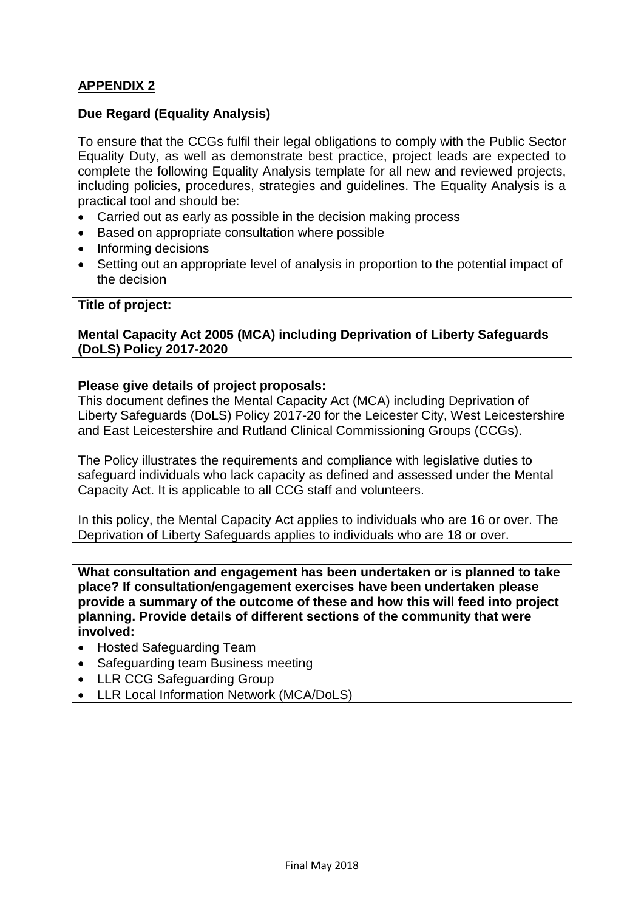## APPENDIX 2

### Due Regard (Equality Analysis)

To ensure that the CCGs fulfil their legal obligations to comply with the Public Sector Equality Duty, as well as demonstrate best practice, project leads are expected to complete the following Equality Analysis template for all new and reviewed projects, including policies, procedures, strategies and guidelines. The Equality Analysis is a practical tool and should be:

- Carried out as early as possible in the decision making process
- Based on appropriate consultation where possible
- Informing decisions
- Setting out an appropriate level of analysis in proportion to the potential impact of the decision

| **Title of project:**<br><br>**Mental Capacity Act 2005 (MCA) including Deprivation of Liberty Safeguards (DoLS) Policy 2017-2020** |
|---|

| **Please give details of project proposals:**<br>This document defines the Mental Capacity Act (MCA) including Deprivation of Liberty Safeguards (DoLS) Policy 2017-20 for the Leicester City, West Leicestershire and East Leicestershire and Rutland Clinical Commissioning Groups (CCGs).<br><br>The Policy illustrates the requirements and compliance with legislative duties to safeguard individuals who lack capacity as defined and assessed under the Mental Capacity Act. It is applicable to all CCG staff and volunteers.<br><br>In this policy, the Mental Capacity Act applies to individuals who are 16 or over. The Deprivation of Liberty Safeguards applies to individuals who are 18 or over. |
|---|

| **What consultation and engagement has been undertaken or is planned to take place? If consultation/engagement exercises have been undertaken please provide a summary of the outcome of these and how this will feed into project planning. Provide details of different sections of the community that were involved:**<br>• Hosted Safeguarding Team<br>• Safeguarding team Business meeting<br>• LLR CCG Safeguarding Group<br>• LLR Local Information Network (MCA/DoLS) |
|---|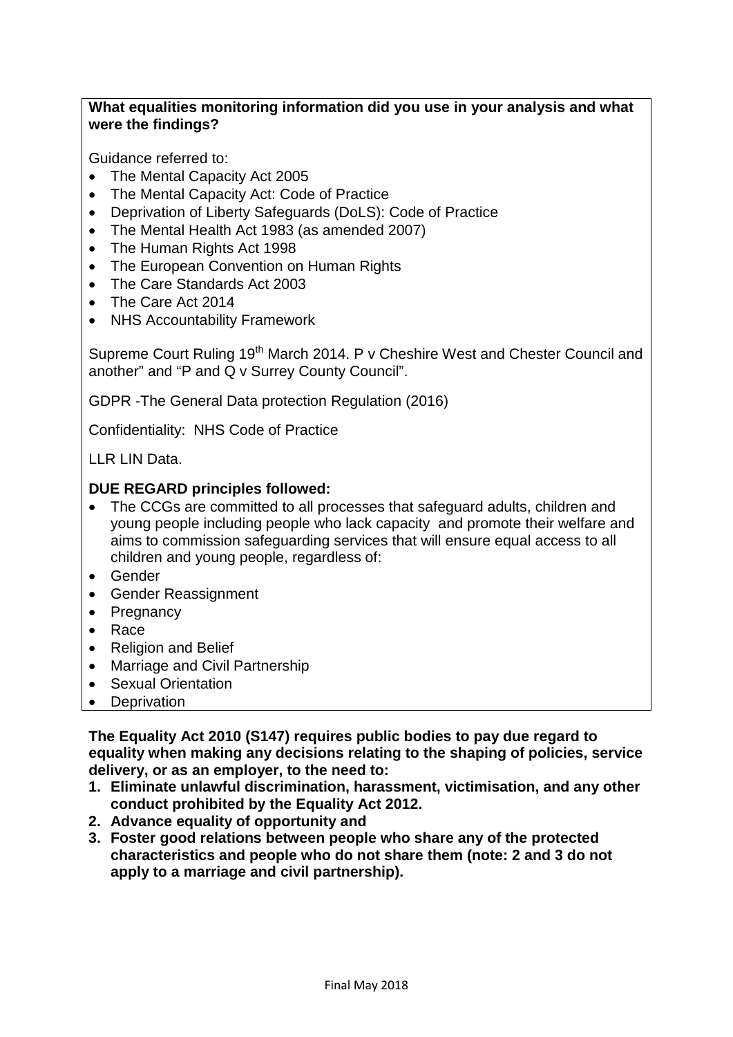**What equalities monitoring information did you use in your analysis and what were the findings?**

Guidance referred to:

- The Mental Capacity Act 2005
- The Mental Capacity Act: Code of Practice
- Deprivation of Liberty Safeguards (DoLS): Code of Practice
- The Mental Health Act 1983 (as amended 2007)
- The Human Rights Act 1998
- The European Convention on Human Rights
- The Care Standards Act 2003
- The Care Act 2014
- NHS Accountability Framework

Supreme Court Ruling 19th March 2014. P v Cheshire West and Chester Council and another" and "P and Q v Surrey County Council".

GDPR -The General Data protection Regulation (2016)

Confidentiality: NHS Code of Practice

LLR LIN Data.

**DUE REGARD principles followed:**

- The CCGs are committed to all processes that safeguard adults, children and young people including people who lack capacity and promote their welfare and aims to commission safeguarding services that will ensure equal access to all children and young people, regardless of:
- Gender
- Gender Reassignment
- Pregnancy
- Race
- Religion and Belief
- Marriage and Civil Partnership
- Sexual Orientation
- Deprivation

**The Equality Act 2010 (S147) requires public bodies to pay due regard to equality when making any decisions relating to the shaping of policies, service delivery, or as an employer, to the need to:**

1. **Eliminate unlawful discrimination, harassment, victimisation, and any other conduct prohibited by the Equality Act 2012.**
2. **Advance equality of opportunity and**
3. **Foster good relations between people who share any of the protected characteristics and people who do not share them (note: 2 and 3 do not apply to a marriage and civil partnership).**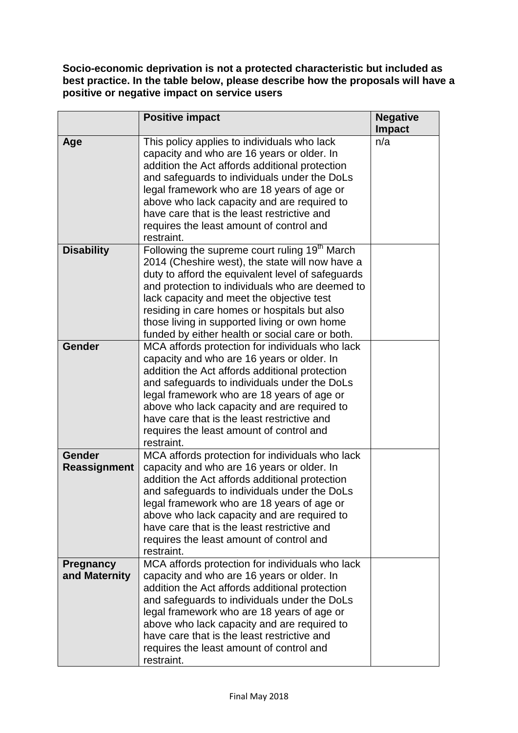**Socio-economic deprivation is not a protected characteristic but included as best practice. In the table below, please describe how the proposals will have a positive or negative impact on service users**

| | Positive impact | Negative Impact |
|---|---|---|
| **Age** | This policy applies to individuals who lack capacity and who are 16 years or older. In addition the Act affords additional protection and safeguards to individuals under the DoLs legal framework who are 18 years of age or above who lack capacity and are required to have care that is the least restrictive and requires the least amount of control and restraint. | n/a |
| **Disability** | Following the supreme court ruling 19th March 2014 (Cheshire west), the state will now have a duty to afford the equivalent level of safeguards and protection to individuals who are deemed to lack capacity and meet the objective test residing in care homes or hospitals but also those living in supported living or own home funded by either health or social care or both. | |
| **Gender** | MCA affords protection for individuals who lack capacity and who are 16 years or older. In addition the Act affords additional protection and safeguards to individuals under the DoLs legal framework who are 18 years of age or above who lack capacity and are required to have care that is the least restrictive and requires the least amount of control and restraint. | |
| **Gender Reassignment** | MCA affords protection for individuals who lack capacity and who are 16 years or older. In addition the Act affords additional protection and safeguards to individuals under the DoLs legal framework who are 18 years of age or above who lack capacity and are required to have care that is the least restrictive and requires the least amount of control and restraint. | |
| **Pregnancy and Maternity** | MCA affords protection for individuals who lack capacity and who are 16 years or older. In addition the Act affords additional protection and safeguards to individuals under the DoLs legal framework who are 18 years of age or above who lack capacity and are required to have care that is the least restrictive and requires the least amount of control and restraint. | |

Final May 2018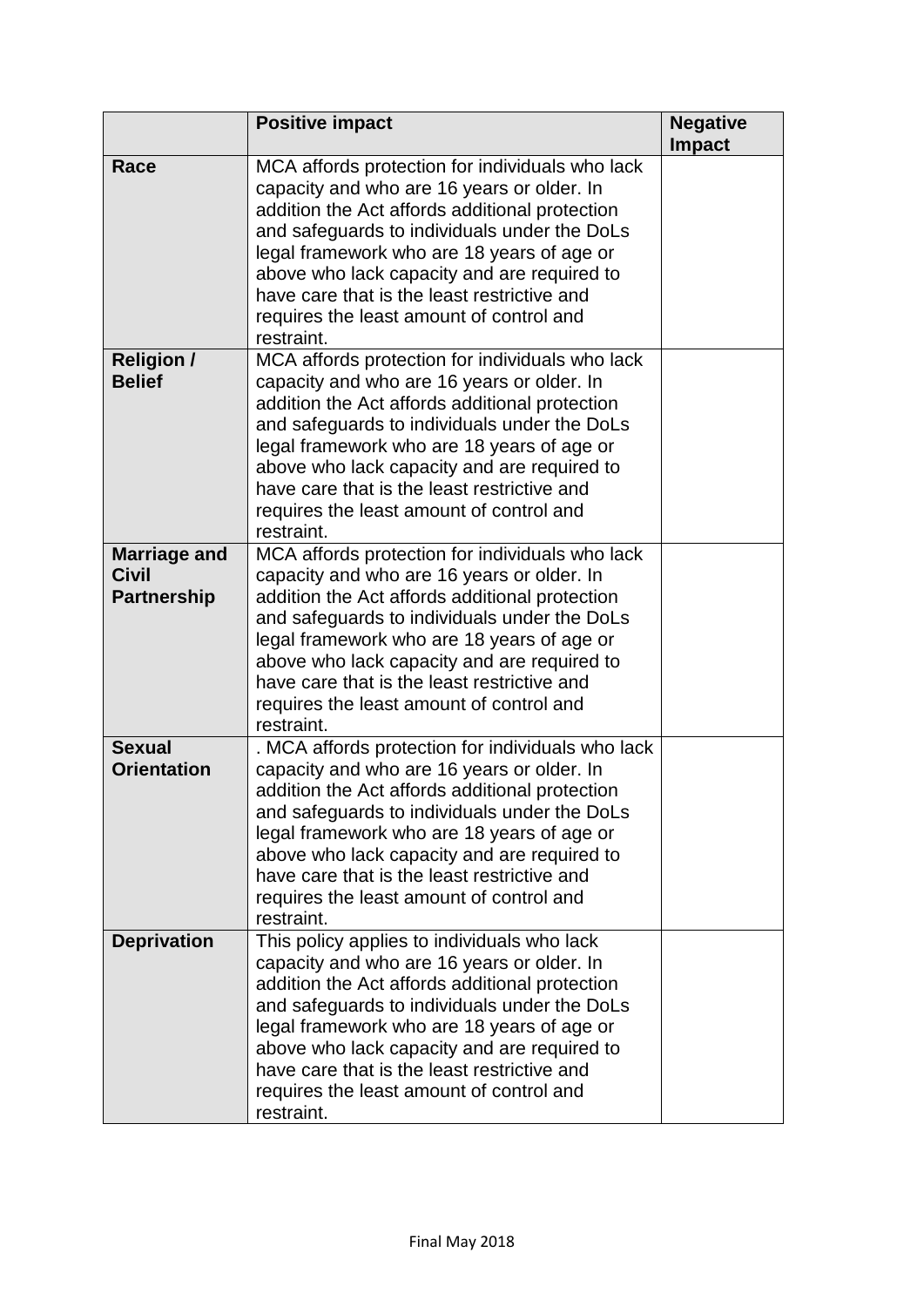| | **Positive impact** | **Negative Impact** |
|---|---|---|
| **Race** | MCA affords protection for individuals who lack capacity and who are 16 years or older. In addition the Act affords additional protection and safeguards to individuals under the DoLs legal framework who are 18 years of age or above who lack capacity and are required to have care that is the least restrictive and requires the least amount of control and restraint. | |
| **Religion / Belief** | MCA affords protection for individuals who lack capacity and who are 16 years or older. In addition the Act affords additional protection and safeguards to individuals under the DoLs legal framework who are 18 years of age or above who lack capacity and are required to have care that is the least restrictive and requires the least amount of control and restraint. | |
| **Marriage and Civil Partnership** | MCA affords protection for individuals who lack capacity and who are 16 years or older. In addition the Act affords additional protection and safeguards to individuals under the DoLs legal framework who are 18 years of age or above who lack capacity and are required to have care that is the least restrictive and requires the least amount of control and restraint. | |
| **Sexual Orientation** | . MCA affords protection for individuals who lack capacity and who are 16 years or older. In addition the Act affords additional protection and safeguards to individuals under the DoLs legal framework who are 18 years of age or above who lack capacity and are required to have care that is the least restrictive and requires the least amount of control and restraint. | |
| **Deprivation** | This policy applies to individuals who lack capacity and who are 16 years or older. In addition the Act affords additional protection and safeguards to individuals under the DoLs legal framework who are 18 years of age or above who lack capacity and are required to have care that is the least restrictive and requires the least amount of control and restraint. | |

Final May 2018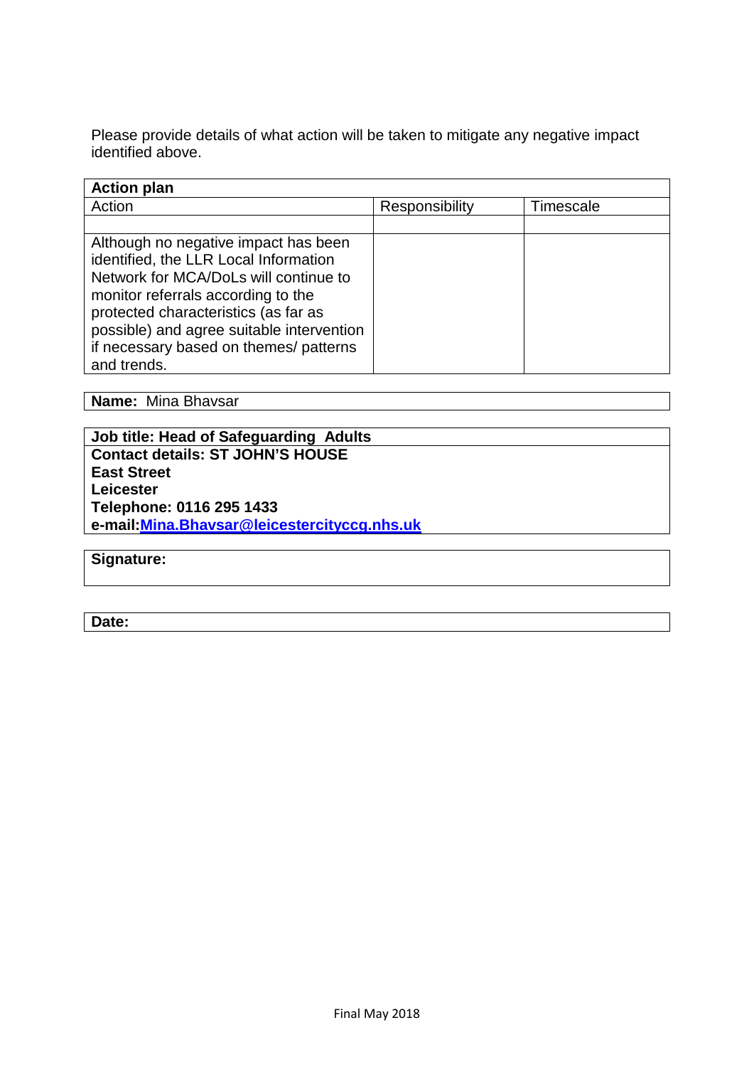Please provide details of what action will be taken to mitigate any negative impact identified above.

| Action plan | | |
|---|---|---|
| Action | Responsibility | Timescale |
| | | |
| Although no negative impact has been identified, the LLR Local Information Network for MCA/DoLs will continue to monitor referrals according to the protected characteristics (as far as possible) and agree suitable intervention if necessary based on themes/ patterns and trends. | | |

**Name:** Mina Bhavsar

**Job title: Head of Safeguarding Adults**
**Contact details: ST JOHN'S HOUSE**
**East Street**
**Leicester**
**Telephone: 0116 295 1433**
**e-mail:Mina.Bhavsar@leicestercityccg.nhs.uk**

**Signature:**

**Date:**

Final May 2018